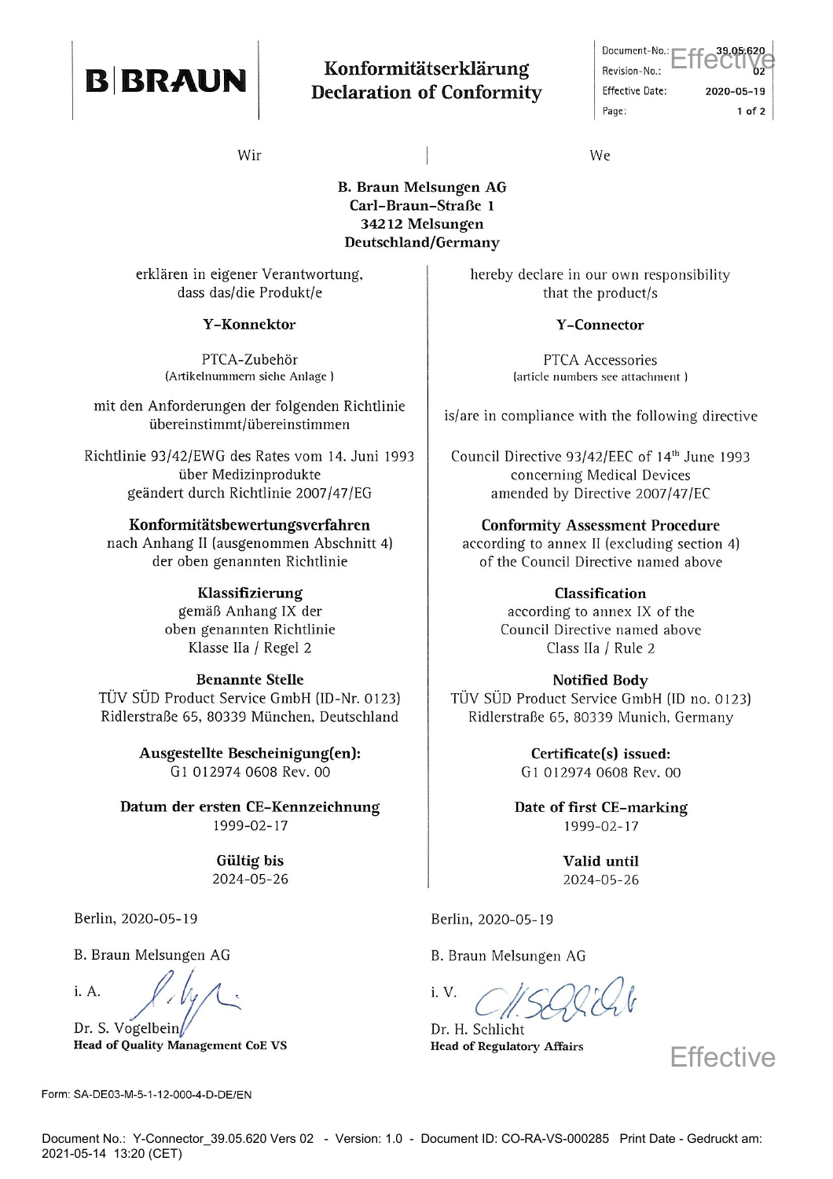B|BRAUN

# Konformitätserklärung
# Declaration of Conformity

| | |
|---|---|
| Document-No.: | 39.05.620 |
| Revision-No.: | 02 |
| Effective Date: | 2020-05-19 |

Effective

Wir | We

**B. Braun Melsungen AG**
**Carl-Braun-Straße 1**
**34212 Melsungen**
**Deutschland/Germany**

erklären in eigener Verantwortung, dass das/die Produkt/e

**Y-Konnektor**

PTCA-Zubehör
(Artikelnummern siehe Anlage)

mit den Anforderungen der folgenden Richtlinie übereinstimmt/übereinstimmen

Richtlinie 93/42/EWG des Rates vom 14. Juni 1993 über Medizinprodukte geändert durch Richtlinie 2007/47/EG

**Konformitätsbewertungsverfahren**
nach Anhang II (ausgenommen Abschnitt 4) der oben genannten Richtlinie

**Klassifizierung**
gemäß Anhang IX der oben genannten Richtlinie
Klasse IIa / Regel 2

**Benannte Stelle**
TÜV SÜD Product Service GmbH (ID-Nr. 0123)
Ridlerstraße 65, 80339 München, Deutschland

**Ausgestellte Bescheinigung(en):**
G1 012974 0608 Rev. 00

**Datum der ersten CE-Kennzeichnung**
1999-02-17

**Gültig bis**
2024-05-26

hereby declare in our own responsibility that the product/s

**Y-Connector**

PTCA Accessories
(article numbers see attachment)

is/are in compliance with the following directive

Council Directive 93/42/EEC of 14th June 1993 concerning Medical Devices amended by Directive 2007/47/EC

**Conformity Assessment Procedure**
according to annex II (excluding section 4) of the Council Directive named above

**Classification**
according to annex IX of the Council Directive named above
Class IIa / Rule 2

**Notified Body**
TÜV SÜD Product Service GmbH (ID no. 0123)
Ridlerstraße 65, 80339 Munich, Germany

**Certificate(s) issued:**
G1 012974 0608 Rev. 00

**Date of first CE-marking**
1999-02-17

**Valid until**
2024-05-26

Berlin, 2020-05-19

B. Braun Melsungen AG

i. A.

Dr. S. Vogelbein
**Head of Quality Management CoE VS**

Berlin, 2020-05-19

B. Braun Melsungen AG

i. V.

Dr. H. Schlicht
**Head of Regulatory Affairs**

Effective

Form: SA-DE03-M-5-1-12-000-4-D-DE/EN

Document No.: Y-Connector_39.05.620 Vers 02 - Version: 1.0 - Document ID: CO-RA-VS-000285 Print Date - Gedruckt am: 2021-05-14 13:20 (CET)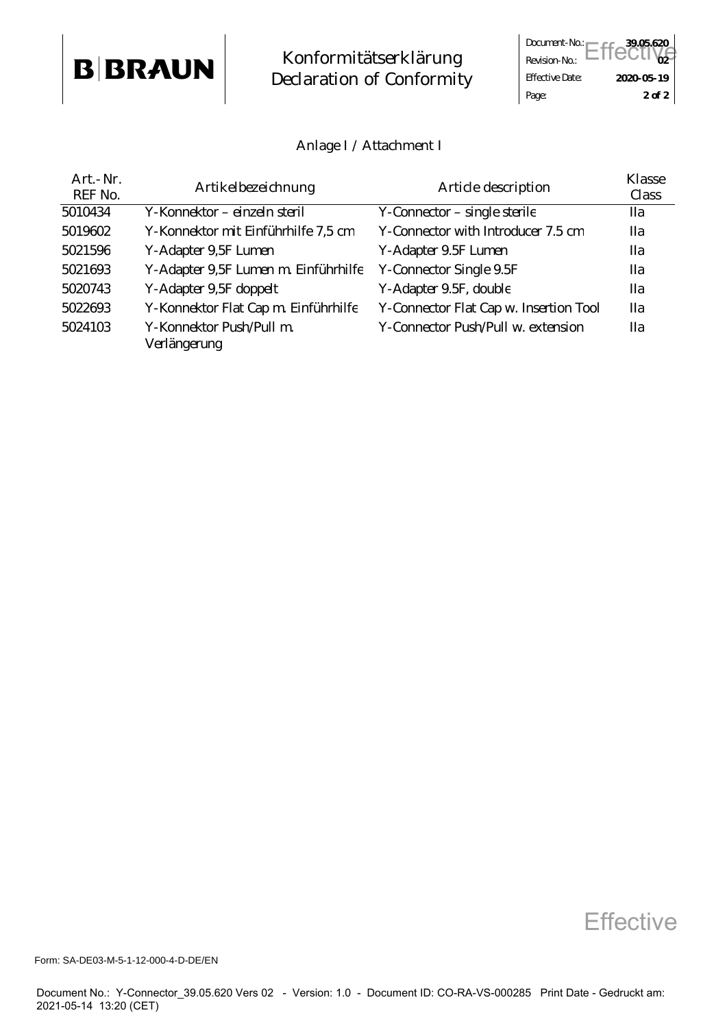## Anlage I / Attachment I

| Art.-Nr. REF No. | Artikelbezeichnung | Article description | Klasse Class |
|---|---|---|---|
| 5010434 | Y-Konnektor – einzeln steril | Y-Connector – single sterile | IIa |
| 5019602 | Y-Konnektor mit Einführhilfe 7,5 cm | Y-Connector with Introducer 7.5 cm | IIa |
| 5021596 | Y-Adapter 9,5F Lumen | Y-Adapter 9.5F Lumen | IIa |
| 5021693 | Y-Adapter 9,5F Lumen m. Einführhilfe | Y-Connector Single 9.5F | IIa |
| 5020743 | Y-Adapter 9,5F doppelt | Y-Adapter 9.5F, double | IIa |
| 5022693 | Y-Konnektor Flat Cap m. Einführhilfe | Y-Connector Flat Cap w. Insertion Tool | IIa |
| 5024103 | Y-Konnektor Push/Pull m. Verlängerung | Y-Connector Push/Pull w. extension | IIa |

Effective

Form: SA-DE03-M-5-1-12-000-4-D-DE/EN

Document No.: Y-Connector_39.05.620 Vers 02 - Version: 1.0 - Document ID: CO-RA-VS-000285 Print Date - Gedruckt am: 2021-05-14 13:20 (CET)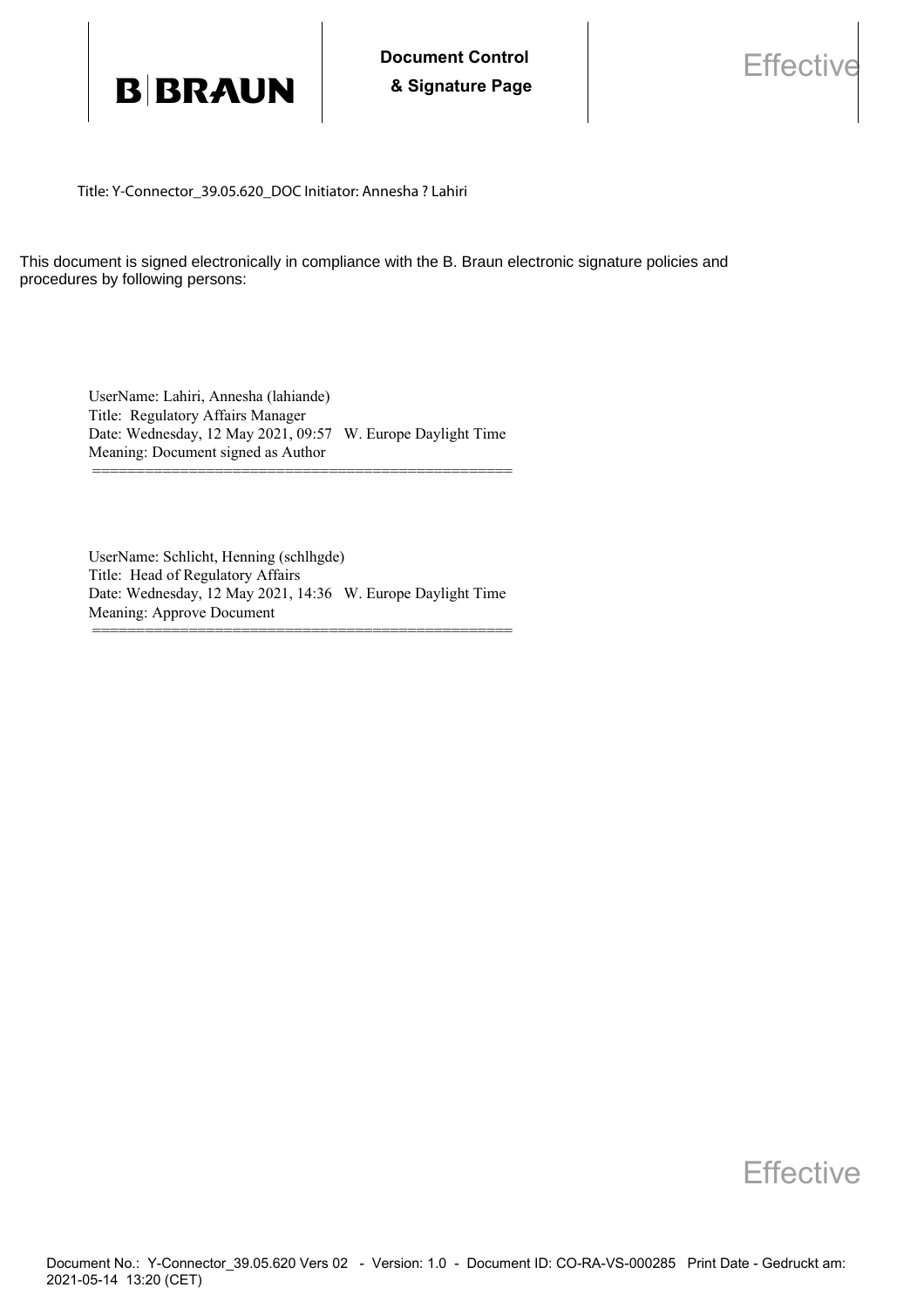B|BRAUN

**Document Control & Signature Page**

Effective

Title: Y-Connector_39.05.620_DOC Initiator: Annesha ? Lahiri

This document is signed electronically in compliance with the B. Braun electronic signature policies and procedures by following persons:

UserName: Lahiri, Annesha (lahiande)
Title: Regulatory Affairs Manager
Date: Wednesday, 12 May 2021, 09:57 W. Europe Daylight Time
Meaning: Document signed as Author
================================================

UserName: Schlicht, Henning (schlhgde)
Title: Head of Regulatory Affairs
Date: Wednesday, 12 May 2021, 14:36 W. Europe Daylight Time
Meaning: Approve Document
================================================

Effective

Document No.: Y-Connector_39.05.620 Vers 02 - Version: 1.0 - Document ID: CO-RA-VS-000285 Print Date - Gedruckt am: 2021-05-14 13:20 (CET)